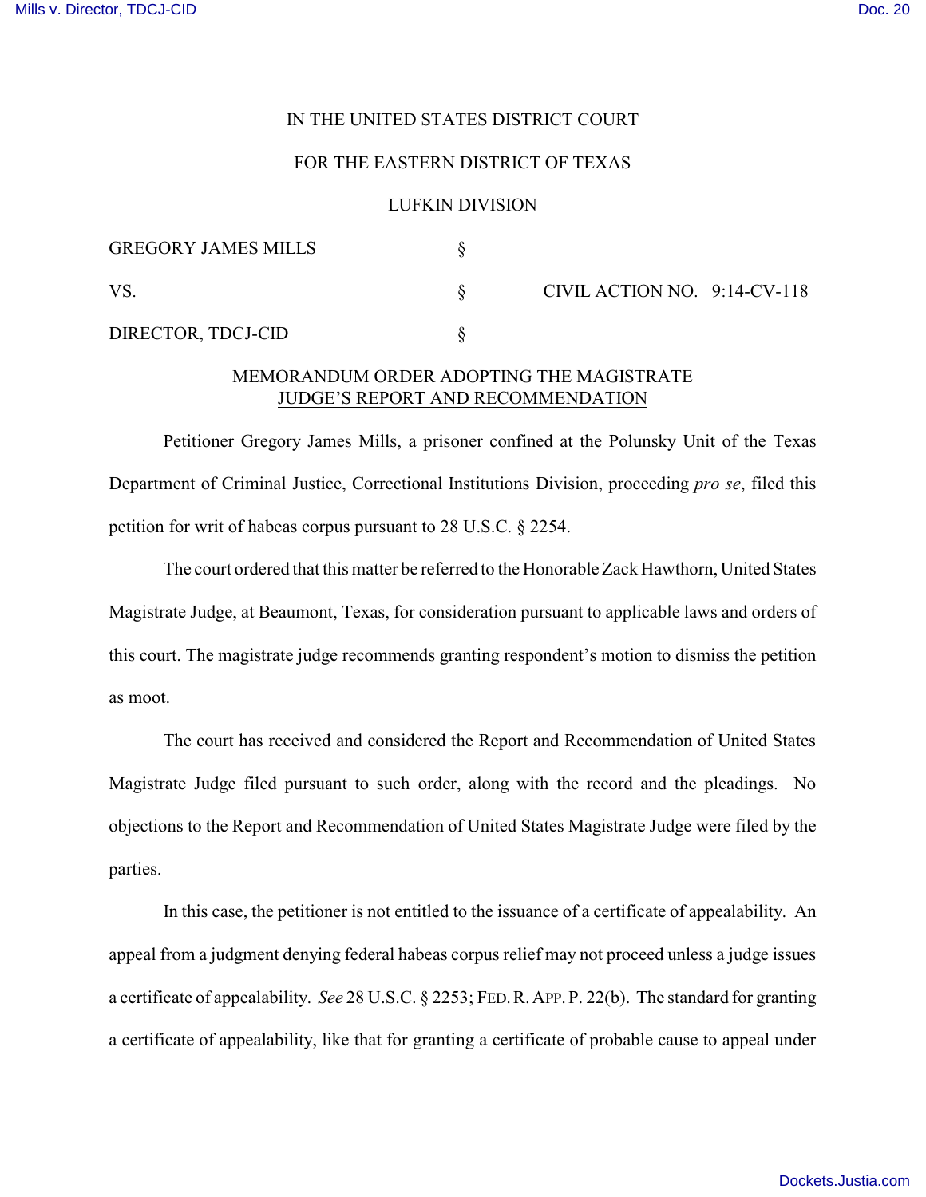IN THE UNITED STATES DISTRICT COURT

FOR THE EASTERN DISTRICT OF TEXAS

LUFKIN DIVISION

| | | |
|---|---|---|
| GREGORY JAMES MILLS | § | |
| VS. | § | CIVIL ACTION NO. 9:14-CV-118 |
| DIRECTOR, TDCJ-CID | § | |

MEMORANDUM ORDER ADOPTING THE MAGISTRATE JUDGE'S REPORT AND RECOMMENDATION

Petitioner Gregory James Mills, a prisoner confined at the Polunsky Unit of the Texas Department of Criminal Justice, Correctional Institutions Division, proceeding *pro se*, filed this petition for writ of habeas corpus pursuant to 28 U.S.C. § 2254.

The court ordered that this matter be referred to the Honorable Zack Hawthorn, United States Magistrate Judge, at Beaumont, Texas, for consideration pursuant to applicable laws and orders of this court. The magistrate judge recommends granting respondent's motion to dismiss the petition as moot.

The court has received and considered the Report and Recommendation of United States Magistrate Judge filed pursuant to such order, along with the record and the pleadings. No objections to the Report and Recommendation of United States Magistrate Judge were filed by the parties.

In this case, the petitioner is not entitled to the issuance of a certificate of appealability. An appeal from a judgment denying federal habeas corpus relief may not proceed unless a judge issues a certificate of appealability. *See* 28 U.S.C. § 2253; FED. R. APP. P. 22(b). The standard for granting a certificate of appealability, like that for granting a certificate of probable cause to appeal under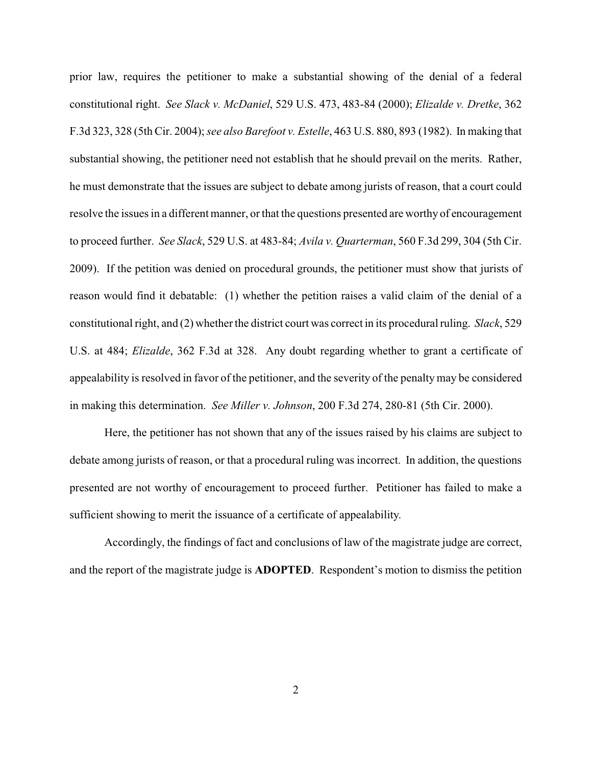prior law, requires the petitioner to make a substantial showing of the denial of a federal constitutional right. *See Slack v. McDaniel*, 529 U.S. 473, 483-84 (2000); *Elizalde v. Dretke*, 362 F.3d 323, 328 (5th Cir. 2004); *see also Barefoot v. Estelle*, 463 U.S. 880, 893 (1982). In making that substantial showing, the petitioner need not establish that he should prevail on the merits. Rather, he must demonstrate that the issues are subject to debate among jurists of reason, that a court could resolve the issues in a different manner, or that the questions presented are worthy of encouragement to proceed further. *See Slack*, 529 U.S. at 483-84; *Avila v. Quarterman*, 560 F.3d 299, 304 (5th Cir. 2009). If the petition was denied on procedural grounds, the petitioner must show that jurists of reason would find it debatable: (1) whether the petition raises a valid claim of the denial of a constitutional right, and (2) whether the district court was correct in its procedural ruling. *Slack*, 529 U.S. at 484; *Elizalde*, 362 F.3d at 328. Any doubt regarding whether to grant a certificate of appealability is resolved in favor of the petitioner, and the severity of the penalty may be considered in making this determination. *See Miller v. Johnson*, 200 F.3d 274, 280-81 (5th Cir. 2000).

Here, the petitioner has not shown that any of the issues raised by his claims are subject to debate among jurists of reason, or that a procedural ruling was incorrect. In addition, the questions presented are not worthy of encouragement to proceed further. Petitioner has failed to make a sufficient showing to merit the issuance of a certificate of appealability.

Accordingly, the findings of fact and conclusions of law of the magistrate judge are correct, and the report of the magistrate judge is **ADOPTED**. Respondent's motion to dismiss the petition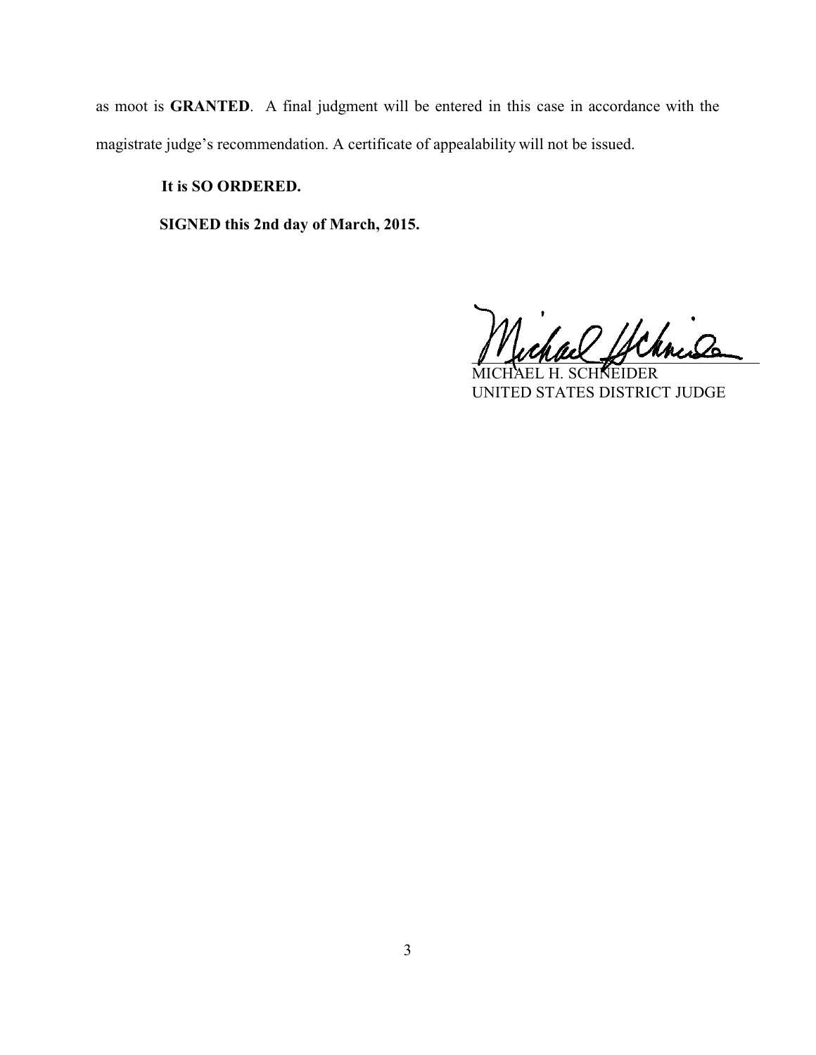as moot is **GRANTED**. A final judgment will be entered in this case in accordance with the magistrate judge's recommendation. A certificate of appealability will not be issued.

**It is SO ORDERED.**

**SIGNED this 2nd day of March, 2015.**

MICHAEL H. SCHNEIDER
UNITED STATES DISTRICT JUDGE